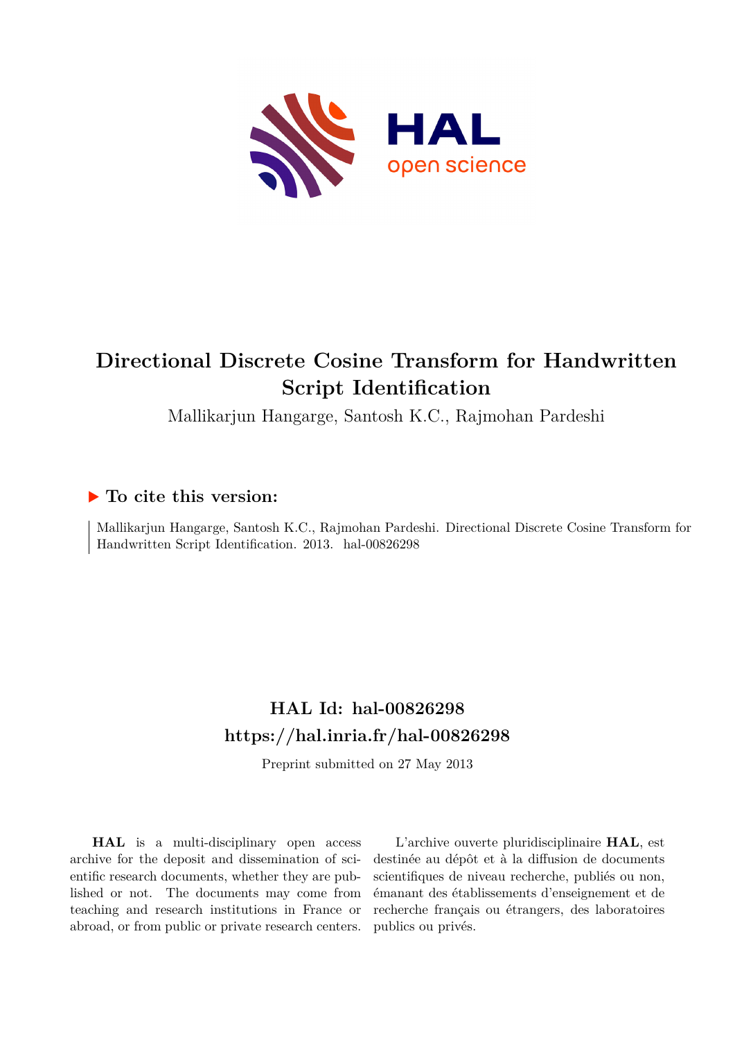# Directional Discrete Cosine Transform for Handwritten Script Identification

Mallikarjun Hangarge, Santosh K.C., Rajmohan Pardeshi

## ▶ To cite this version:

Mallikarjun Hangarge, Santosh K.C., Rajmohan Pardeshi. Directional Discrete Cosine Transform for Handwritten Script Identification. 2013. hal-00826298

## HAL Id: hal-00826298

## https://hal.inria.fr/hal-00826298

Preprint submitted on 27 May 2013

**HAL** is a multi-disciplinary open access archive for the deposit and dissemination of scientific research documents, whether they are published or not. The documents may come from teaching and research institutions in France or abroad, or from public or private research centers.

L'archive ouverte pluridisciplinaire **HAL**, est destinée au dépôt et à la diffusion de documents scientifiques de niveau recherche, publiés ou non, émanant des établissements d'enseignement et de recherche français ou étrangers, des laboratoires publics ou privés.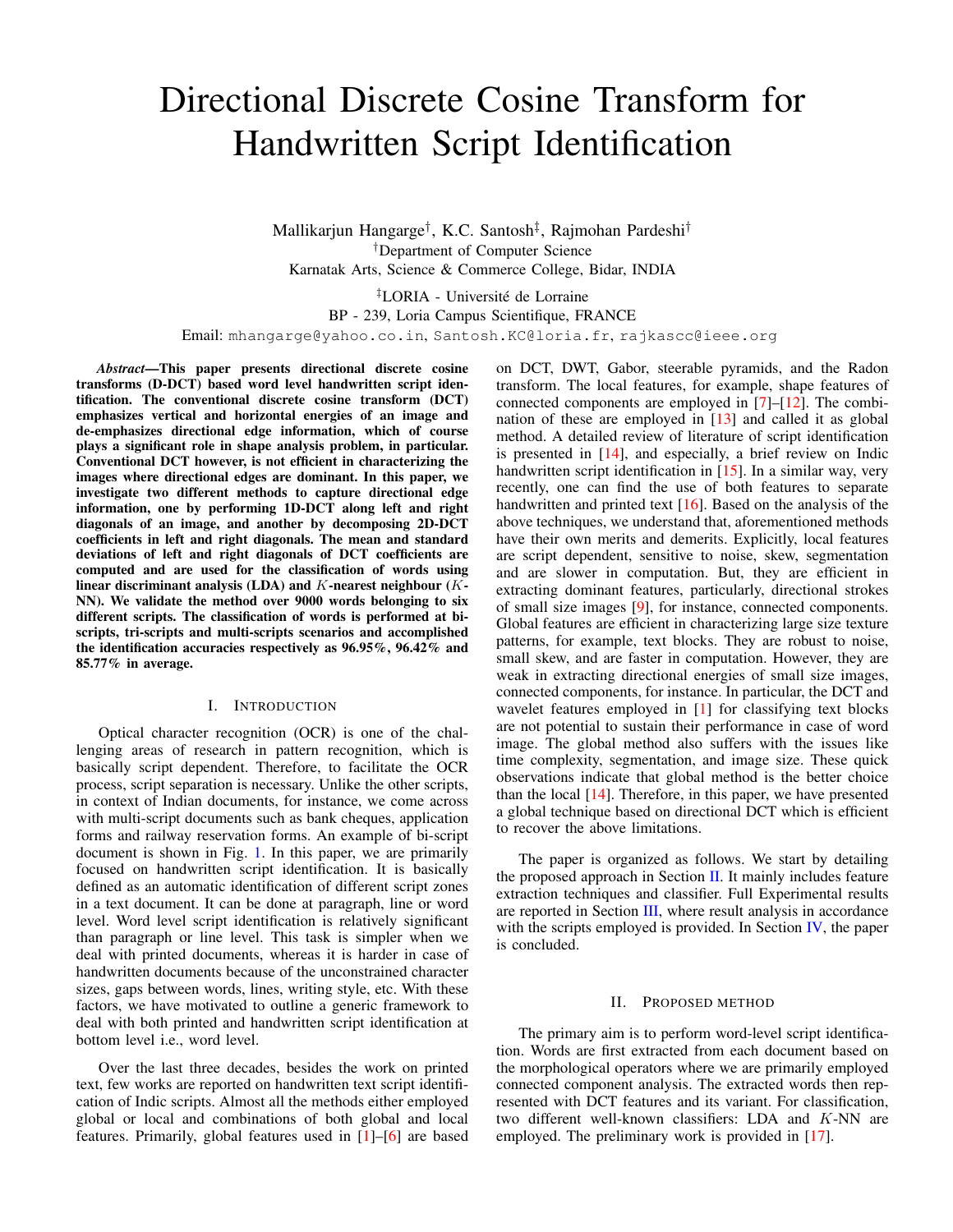# Directional Discrete Cosine Transform for Handwritten Script Identification

Mallikarjun Hangarge[†], K.C. Santosh[‡], Rajmohan Pardeshi[†]

[†]Department of Computer Science
Karnatak Arts, Science & Commerce College, Bidar, INDIA

[‡]LORIA - Université de Lorraine
BP - 239, Loria Campus Scientifique, FRANCE

Email: mhangarge@yahoo.co.in, Santosh.KC@loria.fr, rajkascc@ieee.org

***Abstract*—This paper presents directional discrete cosine transforms (D-DCT) based word level handwritten script identification. The conventional discrete cosine transform (DCT) emphasizes vertical and horizontal energies of an image and de-emphasizes directional edge information, which of course plays a significant role in shape analysis problem, in particular. Conventional DCT however, is not efficient in characterizing the images where directional edges are dominant. In this paper, we investigate two different methods to capture directional edge information, one by performing 1D-DCT along left and right diagonals of an image, and another by decomposing 2D-DCT coefficients in left and right diagonals. The mean and standard deviations of left and right diagonals of DCT coefficients are computed and are used for the classification of words using linear discriminant analysis (LDA) and $K$-nearest neighbour ($K$-NN). We validate the method over 9000 words belonging to six different scripts. The classification of words is performed at bi-scripts, tri-scripts and multi-scripts scenarios and accomplished the identification accuracies respectively as 96.95%, 96.42% and 85.77% in average.**

## I. Introduction

Optical character recognition (OCR) is one of the challenging areas of research in pattern recognition, which is basically script dependent. Therefore, to facilitate the OCR process, script separation is necessary. Unlike the other scripts, in context of Indian documents, for instance, we come across with multi-script documents such as bank cheques, application forms and railway reservation forms. An example of bi-script document is shown in Fig. 1. In this paper, we are primarily focused on handwritten script identification. It is basically defined as an automatic identification of different script zones in a text document. It can be done at paragraph, line or word level. Word level script identification is relatively significant than paragraph or line level. This task is simpler when we deal with printed documents, whereas it is harder in case of handwritten documents because of the unconstrained character sizes, gaps between words, lines, writing style, etc. With these factors, we have motivated to outline a generic framework to deal with both printed and handwritten script identification at bottom level i.e., word level.

Over the last three decades, besides the work on printed text, few works are reported on handwritten text script identification of Indic scripts. Almost all the methods either employed global or local and combinations of both global and local features. Primarily, global features used in [1]–[6] are based on DCT, DWT, Gabor, steerable pyramids, and the Radon transform. The local features, for example, shape features of connected components are employed in [7]–[12]. The combination of these are employed in [13] and called it as global method. A detailed review of literature of script identification is presented in [14], and especially, a brief review on Indic handwritten script identification in [15]. In a similar way, very recently, one can find the use of both features to separate handwritten and printed text [16]. Based on the analysis of the above techniques, we understand that, aforementioned methods have their own merits and demerits. Explicitly, local features are script dependent, sensitive to noise, skew, segmentation and are slower in computation. But, they are efficient in extracting dominant features, particularly, directional strokes of small size images [9], for instance, connected components. Global features are efficient in characterizing large size texture patterns, for example, text blocks. They are robust to noise, small skew, and are faster in computation. However, they are weak in extracting directional energies of small size images, connected components, for instance. In particular, the DCT and wavelet features employed in [1] for classifying text blocks are not potential to sustain their performance in case of word image. The global method also suffers with the issues like time complexity, segmentation, and image size. These quick observations indicate that global method is the better choice than the local [14]. Therefore, in this paper, we have presented a global technique based on directional DCT which is efficient to recover the above limitations.

The paper is organized as follows. We start by detailing the proposed approach in Section II. It mainly includes feature extraction techniques and classifier. Full Experimental results are reported in Section III, where result analysis in accordance with the scripts employed is provided. In Section IV, the paper is concluded.

## II. Proposed method

The primary aim is to perform word-level script identification. Words are first extracted from each document based on the morphological operators where we are primarily employed connected component analysis. The extracted words then represented with DCT features and its variant. For classification, two different well-known classifiers: LDA and $K$-NN are employed. The preliminary work is provided in [17].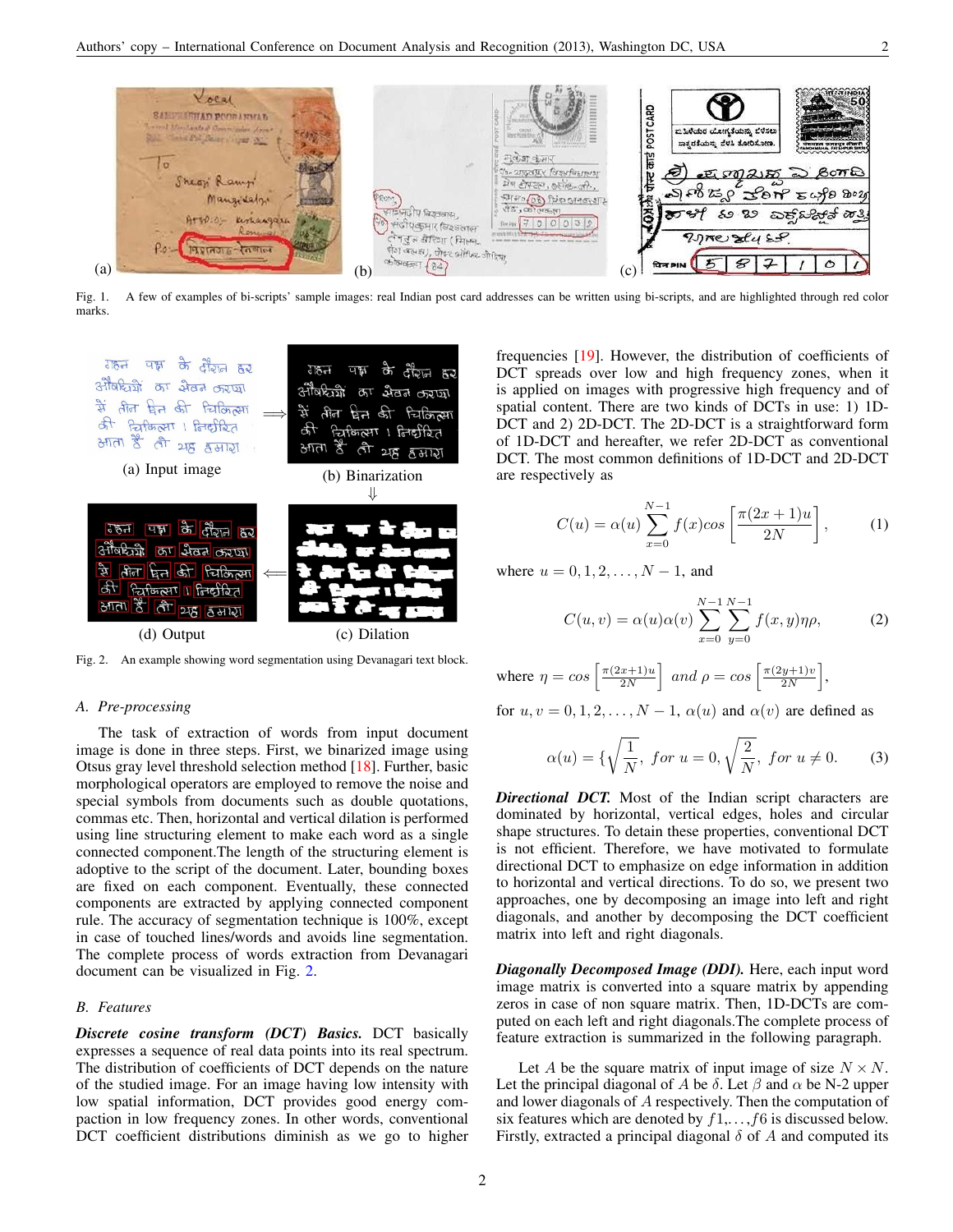Fig. 1. A few of examples of bi-scripts' sample images: real Indian post card addresses can be written using bi-scripts, and are highlighted through red color marks.

Fig. 2. An example showing word segmentation using Devanagari text block.

### A. Pre-processing

The task of extraction of words from input document image is done in three steps. First, we binarized image using Otsus gray level threshold selection method [18]. Further, basic morphological operators are employed to remove the noise and special symbols from documents such as double quotations, commas etc. Then, horizontal and vertical dilation is performed using line structuring element to make each word as a single connected component.The length of the structuring element is adoptive to the script of the document. Later, bounding boxes are fixed on each component. Eventually, these connected components are extracted by applying connected component rule. The accuracy of segmentation technique is 100%, except in case of touched lines/words and avoids line segmentation. The complete process of words extraction from Devanagari document can be visualized in Fig. 2.

### B. Features

***Discrete cosine transform (DCT) Basics.*** DCT basically expresses a sequence of real data points into its real spectrum. The distribution of coefficients of DCT depends on the nature of the studied image. For an image having low intensity with low spatial information, DCT provides good energy compaction in low frequency zones. In other words, conventional DCT coefficient distributions diminish as we go to higher frequencies [19]. However, the distribution of coefficients of DCT spreads over low and high frequency zones, when it is applied on images with progressive high frequency and of spatial content. There are two kinds of DCTs in use: 1) 1D-DCT and 2) 2D-DCT. The 2D-DCT is a straightforward form of 1D-DCT and hereafter, we refer 2D-DCT as conventional DCT. The most common definitions of 1D-DCT and 2D-DCT are respectively as

$$C(u) = \alpha(u) \sum_{x=0}^{N-1} f(x) cos \left[ \frac{\pi(2x+1)u}{2N} \right], \tag{1}$$

where $u = 0, 1, 2, \ldots, N-1$, and

$$C(u,v) = \alpha(u)\alpha(v) \sum_{x=0}^{N-1} \sum_{y=0}^{N-1} f(x,y) \eta \rho, \tag{2}$$

where $\eta = cos \left[ \frac{\pi(2x+1)u}{2N} \right]$ *and* $\rho = cos \left[ \frac{\pi(2y+1)v}{2N} \right]$,

for $u, v = 0, 1, 2, \ldots, N-1$, $\alpha(u)$ and $\alpha(v)$ are defined as

$$\alpha(u) = \{ \sqrt{\frac{1}{N}}, \ for \ u = 0, \sqrt{\frac{2}{N}}, \ for \ u \neq 0. \tag{3}$$

***Directional DCT.*** Most of the Indian script characters are dominated by horizontal, vertical edges, holes and circular shape structures. To detain these properties, conventional DCT is not efficient. Therefore, we have motivated to formulate directional DCT to emphasize on edge information in addition to horizontal and vertical directions. To do so, we present two approaches, one by decomposing an image into left and right diagonals, and another by decomposing the DCT coefficient matrix into left and right diagonals.

***Diagonally Decomposed Image (DDI).*** Here, each input word image matrix is converted into a square matrix by appending zeros in case of non square matrix. Then, 1D-DCTs are computed on each left and right diagonals.The complete process of feature extraction is summarized in the following paragraph.

Let $A$ be the square matrix of input image of size $N \times N$. Let the principal diagonal of $A$ be $\delta$. Let $\beta$ and $\alpha$ be N-2 upper and lower diagonals of $A$ respectively. Then the computation of six features which are denoted by $f1, \ldots, f6$ is discussed below. Firstly, extracted a principal diagonal $\delta$ of $A$ and computed its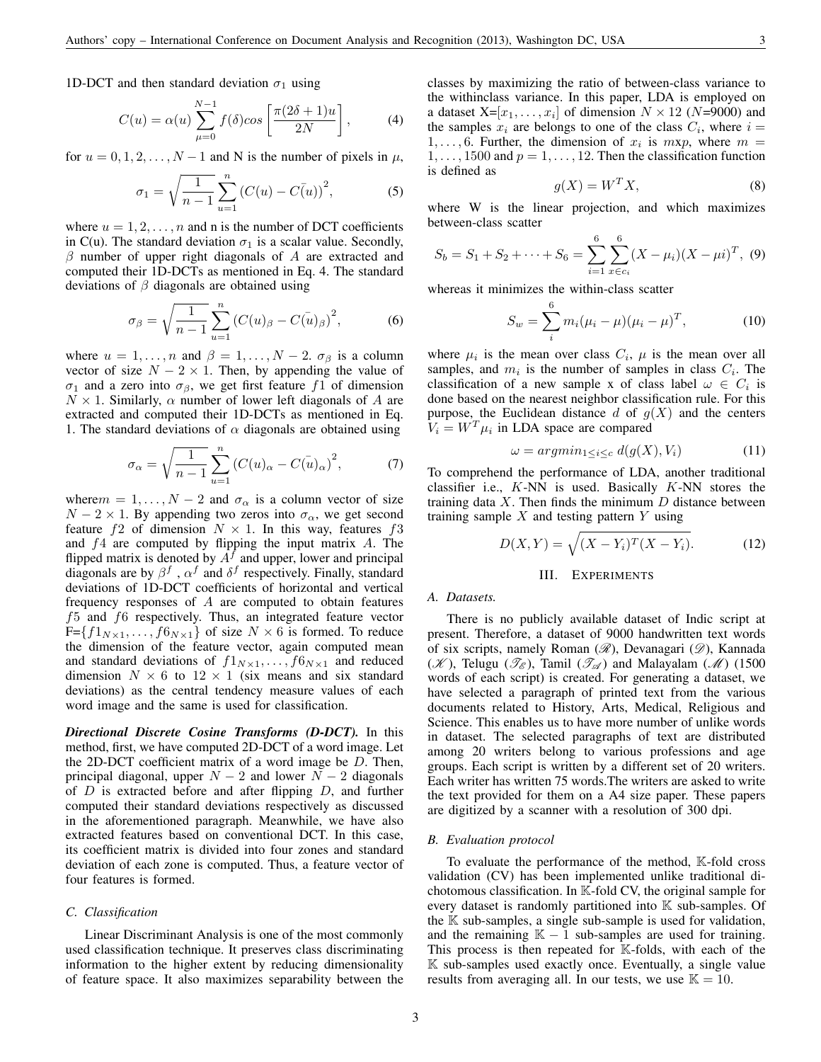1D-DCT and then standard deviation $\sigma_1$ using

$$C(u) = \alpha(u) \sum_{\mu=0}^{N-1} f(\delta) cos\left[\frac{\pi(2\delta+1)u}{2N}\right], \tag{4}$$

for $u = 0, 1, 2, \ldots, N-1$ and N is the number of pixels in $\mu$,

$$\sigma_1 = \sqrt{\frac{1}{n-1}\sum_{u=1}^{n}\left(C(u) - \bar{C(u)}\right)^2}, \tag{5}$$

where $u = 1, 2, \ldots, n$ and n is the number of DCT coefficients in C(u). The standard deviation $\sigma_1$ is a scalar value. Secondly, $\beta$ number of upper right diagonals of $A$ are extracted and computed their 1D-DCTs as mentioned in Eq. 4. The standard deviations of $\beta$ diagonals are obtained using

$$\sigma_\beta = \sqrt{\frac{1}{n-1}\sum_{u=1}^{n}\left(C(u)_\beta - \bar{C(u)_\beta}\right)^2}, \tag{6}$$

where $u = 1, \ldots, n$ and $\beta = 1, \ldots, N-2$. $\sigma_\beta$ is a column vector of size $N - 2 \times 1$. Then, by appending the value of $\sigma_1$ and a zero into $\sigma_\beta$, we get first feature $f1$ of dimension $N \times 1$. Similarly, $\alpha$ number of lower left diagonals of $A$ are extracted and computed their 1D-DCTs as mentioned in Eq. 1. The standard deviations of $\alpha$ diagonals are obtained using

$$\sigma_\alpha = \sqrt{\frac{1}{n-1}\sum_{u=1}^{n}\left(C(u)_\alpha - \bar{C(u)_\alpha}\right)^2}, \tag{7}$$

where$m = 1, \ldots, N-2$ and $\sigma_\alpha$ is a column vector of size $N - 2 \times 1$. By appending two zeros into $\sigma_\alpha$, we get second feature $f2$ of dimension $N \times 1$. In this way, features $f3$ and $f4$ are computed by flipping the input matrix $A$. The flipped matrix is denoted by $A^f$ and upper, lower and principal diagonals are by $\beta^f$ , $\alpha^f$ and $\delta^f$ respectively. Finally, standard deviations of 1D-DCT coefficients of horizontal and vertical frequency responses of $A$ are computed to obtain features $f5$ and $f6$ respectively. Thus, an integrated feature vector F=$\{f1_{N\times1}, \ldots, f6_{N\times1}\}$ of size $N \times 6$ is formed. To reduce the dimension of the feature vector, again computed mean and standard deviations of $f1_{N\times1}, \ldots, f6_{N\times1}$ and reduced dimension $N \times 6$ to $12 \times 1$ (six means and six standard deviations) as the central tendency measure values of each word image and the same is used for classification.

***Directional Discrete Cosine Transforms (D-DCT).*** In this method, first, we have computed 2D-DCT of a word image. Let the 2D-DCT coefficient matrix of a word image be $D$. Then, principal diagonal, upper $N-2$ and lower $N-2$ diagonals of $D$ is extracted before and after flipping $D$, and further computed their standard deviations respectively as discussed in the aforementioned paragraph. Meanwhile, we have also extracted features based on conventional DCT. In this case, its coefficient matrix is divided into four zones and standard deviation of each zone is computed. Thus, a feature vector of four features is formed.

### C. Classification

Linear Discriminant Analysis is one of the most commonly used classification technique. It preserves class discriminating information to the higher extent by reducing dimensionality of feature space. It also maximizes separability between the classes by maximizing the ratio of between-class variance to the withinclass variance. In this paper, LDA is employed on a dataset X=$[x_1, \ldots, x_i]$ of dimension $N \times 12$ ($N$=9000) and the samples $x_i$ are belongs to one of the class $C_i$, where $i = 1, \ldots, 6$. Further, the dimension of $x_i$ is $m$x$p$, where $m = 1, \ldots, 1500$ and $p = 1, \ldots, 12$. Then the classification function is defined as

$$g(X) = W^T X, \tag{8}$$

where W is the linear projection, and which maximizes between-class scatter

$$S_b = S_1 + S_2 + \cdots + S_6 = \sum_{i=1}^{6}\sum_{x\in c_i}^{6}(X - \mu_i)(X - \mu i)^T, \tag{9}$$

whereas it minimizes the within-class scatter

$$S_w = \sum_{i}^{6} m_i(\mu_i - \mu)(\mu_i - \mu)^T, \tag{10}$$

where $\mu_i$ is the mean over class $C_i$, $\mu$ is the mean over all samples, and $m_i$ is the number of samples in class $C_i$. The classification of a new sample x of class label $\omega \in C_i$ is done based on the nearest neighbor classification rule. For this purpose, the Euclidean distance $d$ of $g(X)$ and the centers $V_i = W^T\mu_i$ in LDA space are compared

$$\omega = argmin_{1\le i\le c}\, d(g(X), V_i) \tag{11}$$

To comprehend the performance of LDA, another traditional classifier i.e., $K$-NN is used. Basically $K$-NN stores the training data $X$. Then finds the minimum $D$ distance between training sample $X$ and testing pattern $Y$ using

$$D(X, Y) = \sqrt{(X - Y_i)^T (X - Y_i)}. \tag{12}$$

## III. Experiments

### A. Datasets.

There is no publicly available dataset of Indic script at present. Therefore, a dataset of 9000 handwritten text words of six scripts, namely Roman ($\mathscr{R}$), Devanagari ($\mathscr{D}$), Kannada ($\mathscr{K}$), Telugu ($\mathscr{T_E}$), Tamil ($\mathscr{T_A}$) and Malayalam ($\mathscr{M}$) (1500 words of each script) is created. For generating a dataset, we have selected a paragraph of printed text from the various documents related to History, Arts, Medical, Religious and Science. This enables us to have more number of unlike words in dataset. The selected paragraphs of text are distributed among 20 writers belong to various professions and age groups. Each script is written by a different set of 20 writers. Each writer has written 75 words.The writers are asked to write the text provided for them on a A4 size paper. These papers are digitized by a scanner with a resolution of 300 dpi.

### B. Evaluation protocol

To evaluate the performance of the method, $\mathbb{K}$-fold cross validation (CV) has been implemented unlike traditional dichotomous classification. In $\mathbb{K}$-fold CV, the original sample for every dataset is randomly partitioned into $\mathbb{K}$ sub-samples. Of the $\mathbb{K}$ sub-samples, a single sub-sample is used for validation, and the remaining $\mathbb{K} - 1$ sub-samples are used for training. This process is then repeated for $\mathbb{K}$-folds, with each of the $\mathbb{K}$ sub-samples used exactly once. Eventually, a single value results from averaging all. In our tests, we use $\mathbb{K} = 10$.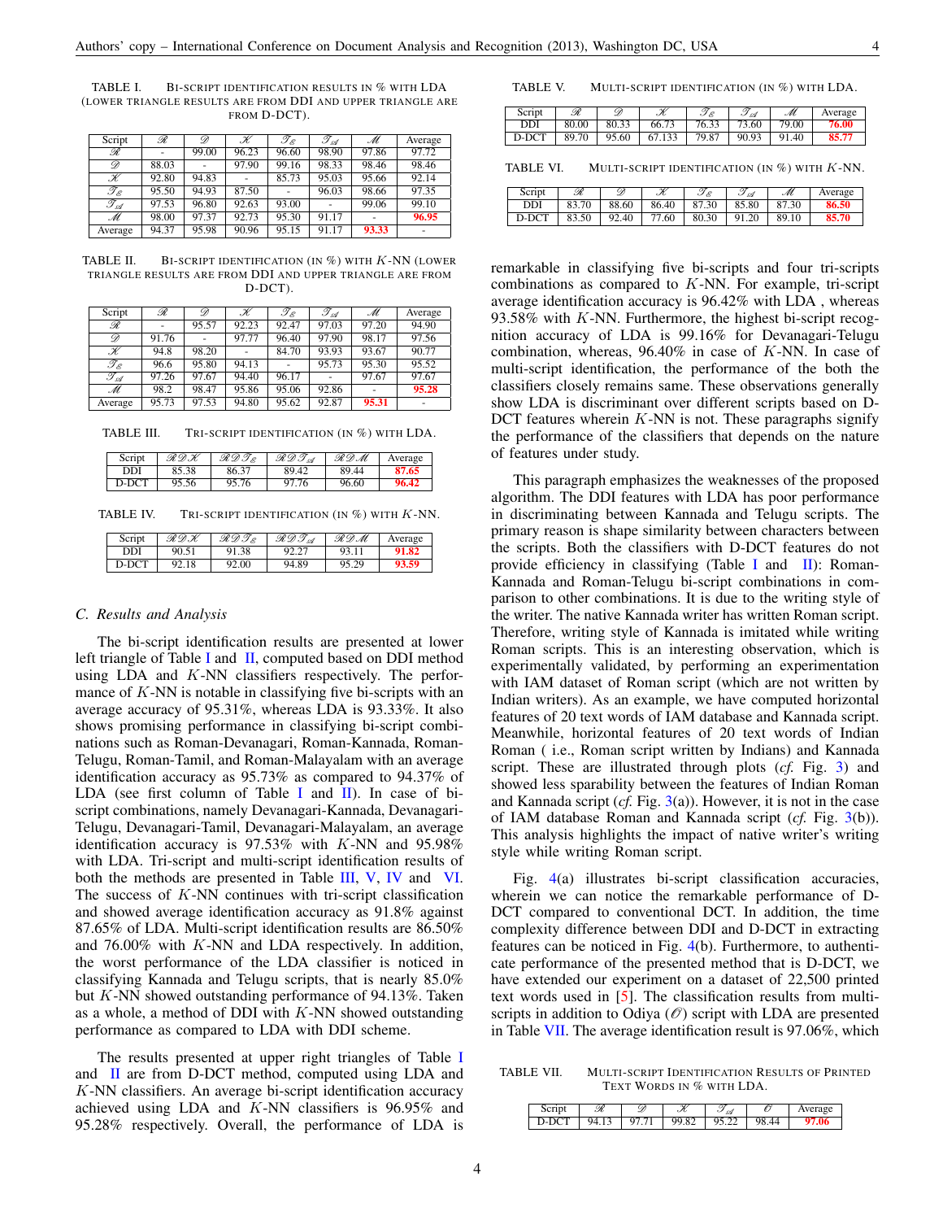TABLE I. Bi-script identification results in % with LDA (lower triangle results are from DDI and upper triangle are from D-DCT).

| Script | $\mathscr{R}$ | $\mathscr{D}$ | $\mathscr{K}$ | $\mathscr{T}_{\mathscr{E}}$ | $\mathscr{T}_{\mathscr{A}}$ | $\mathscr{M}$ | Average |
|---|---|---|---|---|---|---|---|
| $\mathscr{R}$ | - | 99.00 | 96.23 | 96.60 | 98.90 | 97.86 | 97.72 |
| $\mathscr{D}$ | 88.03 | - | 97.90 | 99.16 | 98.33 | 98.46 | 98.46 |
| $\mathscr{K}$ | 92.80 | 94.83 | - | 85.73 | 95.03 | 95.66 | 92.14 |
| $\mathscr{T}_{\mathscr{E}}$ | 95.50 | 94.93 | 87.50 | - | 96.03 | 98.66 | 97.35 |
| $\mathscr{T}_{\mathscr{A}}$ | 97.53 | 96.80 | 92.63 | 93.00 | - | 99.06 | 99.10 |
| $\mathscr{M}$ | 98.00 | 97.37 | 92.73 | 95.30 | 91.17 | - | **96.95** |
| Average | 94.37 | 95.98 | 90.96 | 95.15 | 91.17 | **93.33** | - |

TABLE II. Bi-script identification (in %) with $K$-NN (lower triangle results are from DDI and upper triangle are from D-DCT).

| Script | $\mathscr{R}$ | $\mathscr{D}$ | $\mathscr{K}$ | $\mathscr{T}_{\mathscr{E}}$ | $\mathscr{T}_{\mathscr{A}}$ | $\mathscr{M}$ | Average |
|---|---|---|---|---|---|---|---|
| $\mathscr{R}$ | - | 95.57 | 92.23 | 92.47 | 97.03 | 97.20 | 94.90 |
| $\mathscr{D}$ | 91.76 | - | 97.77 | 96.40 | 97.90 | 98.17 | 97.56 |
| $\mathscr{K}$ | 94.8 | 98.20 | - | 84.70 | 93.93 | 93.67 | 90.77 |
| $\mathscr{T}_{\mathscr{E}}$ | 96.6 | 95.80 | 94.13 | - | 95.73 | 95.30 | 95.52 |
| $\mathscr{T}_{\mathscr{A}}$ | 97.26 | 97.67 | 94.40 | 96.17 | - | 97.67 | 97.67 |
| $\mathscr{M}$ | 98.2 | 98.47 | 95.86 | 95.06 | 92.86 | - | **95.28** |
| Average | 95.73 | 97.53 | 94.80 | 95.62 | 92.87 | **95.31** | - |

TABLE III. Tri-script identification (in %) with LDA.

| Script | $\mathscr{RDK}$ | $\mathscr{RDT}_{\mathscr{E}}$ | $\mathscr{RDT}_{\mathscr{A}}$ | $\mathscr{RDM}$ | Average |
|---|---|---|---|---|---|
| DDI | 85.38 | 86.37 | 89.42 | 89.44 | **87.65** |
| D-DCT | 95.56 | 95.76 | 97.76 | 96.60 | **96.42** |

TABLE IV. Tri-script identification (in %) with $K$-NN.

| Script | $\mathscr{RDK}$ | $\mathscr{RDT}_{\mathscr{E}}$ | $\mathscr{RDT}_{\mathscr{A}}$ | $\mathscr{RDM}$ | Average |
|---|---|---|---|---|---|
| DDI | 90.51 | 91.38 | 92.27 | 93.11 | **91.82** |
| D-DCT | 92.18 | 92.00 | 94.89 | 95.29 | **93.59** |

### C. Results and Analysis

The bi-script identification results are presented at lower left triangle of Table I and II, computed based on DDI method using LDA and $K$-NN classifiers respectively. The performance of $K$-NN is notable in classifying five bi-scripts with an average accuracy of 95.31%, whereas LDA is 93.33%. It also shows promising performance in classifying bi-script combinations such as Roman-Devanagari, Roman-Kannada, Roman-Telugu, Roman-Tamil, and Roman-Malayalam with an average identification accuracy as 95.73% as compared to 94.37% of LDA (see first column of Table I and II). In case of bi-script combinations, namely Devanagari-Kannada, Devanagari-Telugu, Devanagari-Tamil, Devanagari-Malayalam, an average identification accuracy is 97.53% with $K$-NN and 95.98% with LDA. Tri-script and multi-script identification results of both the methods are presented in Table III, V, IV and VI. The success of $K$-NN continues with tri-script classification and showed average identification accuracy as 91.8% against 87.65% of LDA. Multi-script identification results are 86.50% and 76.00% with $K$-NN and LDA respectively. In addition, the worst performance of the LDA classifier is noticed in classifying Kannada and Telugu scripts, that is nearly 85.0% but $K$-NN showed outstanding performance of 94.13%. Taken as a whole, a method of DDI with $K$-NN showed outstanding performance as compared to LDA with DDI scheme.

The results presented at upper right triangles of Table I and II are from D-DCT method, computed using LDA and $K$-NN classifiers. An average bi-script identification accuracy achieved using LDA and $K$-NN classifiers is 96.95% and 95.28% respectively. Overall, the performance of LDA is

TABLE V. Multi-script identification (in %) with LDA.

| Script | $\mathscr{R}$ | $\mathscr{D}$ | $\mathscr{K}$ | $\mathscr{T}_{\mathscr{E}}$ | $\mathscr{T}_{\mathscr{A}}$ | $\mathscr{M}$ | Average |
|---|---|---|---|---|---|---|---|
| DDI | 80.00 | 80.33 | 66.73 | 76.33 | 73.60 | 79.00 | **76.00** |
| D-DCT | 89.70 | 95.60 | 67.133 | 79.87 | 90.93 | 91.40 | **85.77** |

TABLE VI. Multi-script identification (in %) with $K$-NN.

| Script | $\mathscr{R}$ | $\mathscr{D}$ | $\mathscr{K}$ | $\mathscr{T}_{\mathscr{E}}$ | $\mathscr{T}_{\mathscr{A}}$ | $\mathscr{M}$ | Average |
|---|---|---|---|---|---|---|---|
| DDI | 83.70 | 88.60 | 86.40 | 87.30 | 85.80 | 87.30 | **86.50** |
| D-DCT | 83.50 | 92.40 | 77.60 | 80.30 | 91.20 | 89.10 | **85.70** |

remarkable in classifying five bi-scripts and four tri-scripts combinations as compared to $K$-NN. For example, tri-script average identification accuracy is 96.42% with LDA , whereas 93.58% with $K$-NN. Furthermore, the highest bi-script recognition accuracy of LDA is 99.16% for Devanagari-Telugu combination, whereas, 96.40% in case of $K$-NN. In case of multi-script identification, the performance of the both the classifiers closely remains same. These observations generally show LDA is discriminant over different scripts based on D-DCT features wherein $K$-NN is not. These paragraphs signify the performance of the classifiers that depends on the nature of features under study.

This paragraph emphasizes the weaknesses of the proposed algorithm. The DDI features with LDA has poor performance in discriminating between Kannada and Telugu scripts. The primary reason is shape similarity between characters between the scripts. Both the classifiers with D-DCT features do not provide efficiency in classifying (Table I and II): Roman-Kannada and Roman-Telugu bi-script combinations in comparison to other combinations. It is due to the writing style of the writer. The native Kannada writer has written Roman script. Therefore, writing style of Kannada is imitated while writing Roman scripts. This is an interesting observation, which is experimentally validated, by performing an experimentation with IAM dataset of Roman script (which are not written by Indian writers). As an example, we have computed horizontal features of 20 text words of IAM database and Kannada script. Meanwhile, horizontal features of 20 text words of Indian Roman ( i.e., Roman script written by Indians) and Kannada script. These are illustrated through plots (*cf.* Fig. 3) and showed less sparability between the features of Indian Roman and Kannada script (*cf.* Fig. 3(a)). However, it is not in the case of IAM database Roman and Kannada script (*cf.* Fig. 3(b)). This analysis highlights the impact of native writer's writing style while writing Roman script.

Fig. 4(a) illustrates bi-script classification accuracies, wherein we can notice the remarkable performance of D-DCT compared to conventional DCT. In addition, the time complexity difference between DDI and D-DCT in extracting features can be noticed in Fig. 4(b). Furthermore, to authenticate performance of the presented method that is D-DCT, we have extended our experiment on a dataset of 22,500 printed text words used in [5]. The classification results from multi-scripts in addition to Odiya ($\mathscr{O}$) script with LDA are presented in Table VII. The average identification result is 97.06%, which

TABLE VII. Multi-script Identification Results of Printed Text Words in % with LDA.

| Script | $\mathscr{R}$ | $\mathscr{D}$ | $\mathscr{K}$ | $\mathscr{T}_{\mathscr{A}}$ | $\mathscr{O}$ | Average |
|---|---|---|---|---|---|---|
| D-DCT | 94.13 | 97.71 | 99.82 | 95.22 | 98.44 | **97.06** |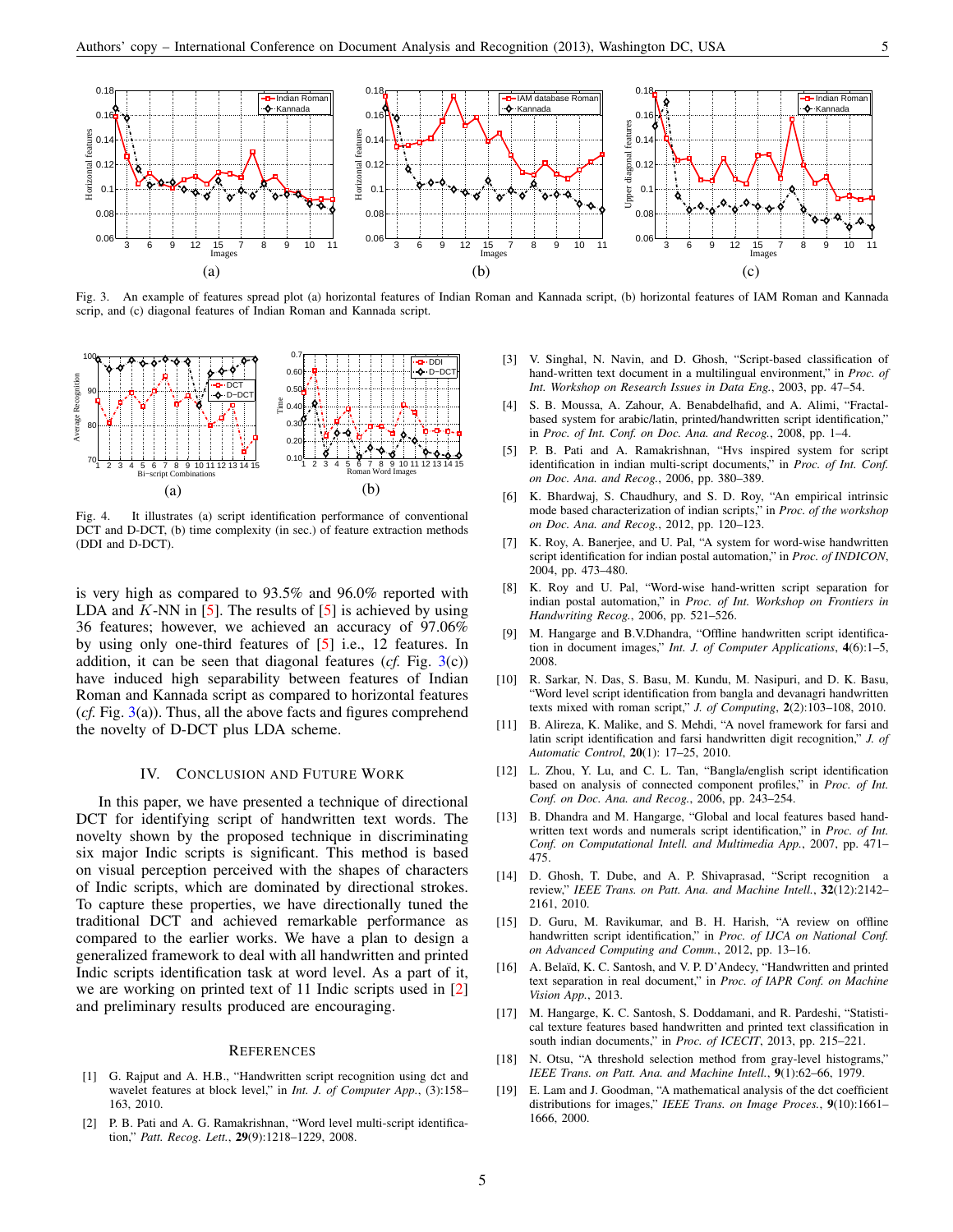Horizontal features

0.18
0.16
0.14
0.12
0.1
0.08
0.06

3 6 9 12 15 7 8 9 10 11

Images

Indian Roman
Kannada

(a)

Horizontal features

0.18
0.16
0.14
0.12
0.1
0.08
0.06

3 6 9 12 15 7 8 9 10 11

Images

IAM database Roman
Kannada

(b)

Upper diagonal features

0.18
0.16
0.14
0.12
0.1
0.08
0.06

3 6 9 12 15 7 8 9 10 11

Images

Indian Roman
Kannada

(c)

Fig. 3. An example of features spread plot (a) horizontal features of Indian Roman and Kannada script, (b) horizontal features of IAM Roman and Kannada scrip, and (c) diagonal features of Indian Roman and Kannada script.

Average Recognition

100
90
80
70

1 2 3 4 5 6 7 8 9 10 11 12 13 14 15

Bi−script Combinations

DCT
D−DCT

(a)

Time

0.7
0.60
0.50
0.40
0.30
0.20
0.10

1 2 3 4 5 6 7 8 9 10 11 12 13 14 15

Roman Word Images

DDI
D−DCT

(b)

Fig. 4. It illustrates (a) script identification performance of conventional DCT and D-DCT, (b) time complexity (in sec.) of feature extraction methods (DDI and D-DCT).

is very high as compared to 93.5% and 96.0% reported with LDA and $K$-NN in [5]. The results of [5] is achieved by using 36 features; however, we achieved an accuracy of 97.06% by using only one-third features of [5] i.e., 12 features. In addition, it can be seen that diagonal features (*cf.* Fig. 3(c)) have induced high separability between features of Indian Roman and Kannada script as compared to horizontal features (*cf.* Fig. 3(a)). Thus, all the above facts and figures comprehend the novelty of D-DCT plus LDA scheme.

## IV. Conclusion and Future Work

In this paper, we have presented a technique of directional DCT for identifying script of handwritten text words. The novelty shown by the proposed technique in discriminating six major Indic scripts is significant. This method is based on visual perception perceived with the shapes of characters of Indic scripts, which are dominated by directional strokes. To capture these properties, we have directionally tuned the traditional DCT and achieved remarkable performance as compared to the earlier works. We have a plan to design a generalized framework to deal with all handwritten and printed Indic scripts identification task at word level. As a part of it, we are working on printed text of 11 Indic scripts used in [2] and preliminary results produced are encouraging.

## References

[1] G. Rajput and A. H.B., "Handwritten script recognition using dct and wavelet features at block level," in *Int. J. of Computer App.*, (3):158–163, 2010.

[2] P. B. Pati and A. G. Ramakrishnan, "Word level multi-script identification," *Patt. Recog. Lett.*, **29**(9):1218–1229, 2008.

[3] V. Singhal, N. Navin, and D. Ghosh, "Script-based classification of hand-written text document in a multilingual environment," in *Proc. of Int. Workshop on Research Issues in Data Eng.*, 2003, pp. 47–54.

[4] S. B. Moussa, A. Zahour, A. Benabdelhafid, and A. Alimi, "Fractal-based system for arabic/latin, printed/handwritten script identification," in *Proc. of Int. Conf. on Doc. Ana. and Recog.*, 2008, pp. 1–4.

[5] P. B. Pati and A. Ramakrishnan, "Hvs inspired system for script identification in indian multi-script documents," in *Proc. of Int. Conf. on Doc. Ana. and Recog.*, 2006, pp. 380–389.

[6] K. Bhardwaj, S. Chaudhury, and S. D. Roy, "An empirical intrinsic mode based characterization of indian scripts," in *Proc. of the workshop on Doc. Ana. and Recog.*, 2012, pp. 120–123.

[7] K. Roy, A. Banerjee, and U. Pal, "A system for word-wise handwritten script identification for indian postal automation," in *Proc. of INDICON*, 2004, pp. 473–480.

[8] K. Roy and U. Pal, "Word-wise hand-written script separation for indian postal automation," in *Proc. of Int. Workshop on Frontiers in Handwriting Recog.*, 2006, pp. 521–526.

[9] M. Hangarge and B.V.Dhandra, "Offline handwritten script identification in document images," *Int. J. of Computer Applications*, **4**(6):1–5, 2008.

[10] R. Sarkar, N. Das, S. Basu, M. Kundu, M. Nasipuri, and D. K. Basu, "Word level script identification from bangla and devanagri handwritten texts mixed with roman script," *J. of Computing*, **2**(2):103–108, 2010.

[11] B. Alireza, K. Malike, and S. Mehdi, "A novel framework for farsi and latin script identification and farsi handwritten digit recognition," *J. of Automatic Control*, **20**(1): 17–25, 2010.

[12] L. Zhou, Y. Lu, and C. L. Tan, "Bangla/english script identification based on analysis of connected component profiles," in *Proc. of Int. Conf. on Doc. Ana. and Recog.*, 2006, pp. 243–254.

[13] B. Dhandra and M. Hangarge, "Global and local features based handwritten text words and numerals script identification," in *Proc. of Int. Conf. on Computational Intell. and Multimedia App.*, 2007, pp. 471–475.

[14] D. Ghosh, T. Dube, and A. P. Shivaprasad, "Script recognition a review," *IEEE Trans. on Patt. Ana. and Machine Intell.*, **32**(12):2142–2161, 2010.

[15] D. Guru, M. Ravikumar, and B. H. Harish, "A review on offline handwritten script identification," in *Proc. of IJCA on National Conf. on Advanced Computing and Comm.*, 2012, pp. 13–16.

[16] A. Belaïd, K. C. Santosh, and V. P. D'Andecy, "Handwritten and printed text separation in real document," in *Proc. of IAPR Conf. on Machine Vision App.*, 2013.

[17] M. Hangarge, K. C. Santosh, S. Doddamani, and R. Pardeshi, "Statistical texture features based handwritten and printed text classification in south indian documents," in *Proc. of ICECIT*, 2013, pp. 215–221.

[18] N. Otsu, "A threshold selection method from gray-level histograms," *IEEE Trans. on Patt. Ana. and Machine Intell.*, **9**(1):62–66, 1979.

[19] E. Lam and J. Goodman, "A mathematical analysis of the dct coefficient distributions for images," *IEEE Trans. on Image Proces.*, **9**(10):1661–1666, 2000.